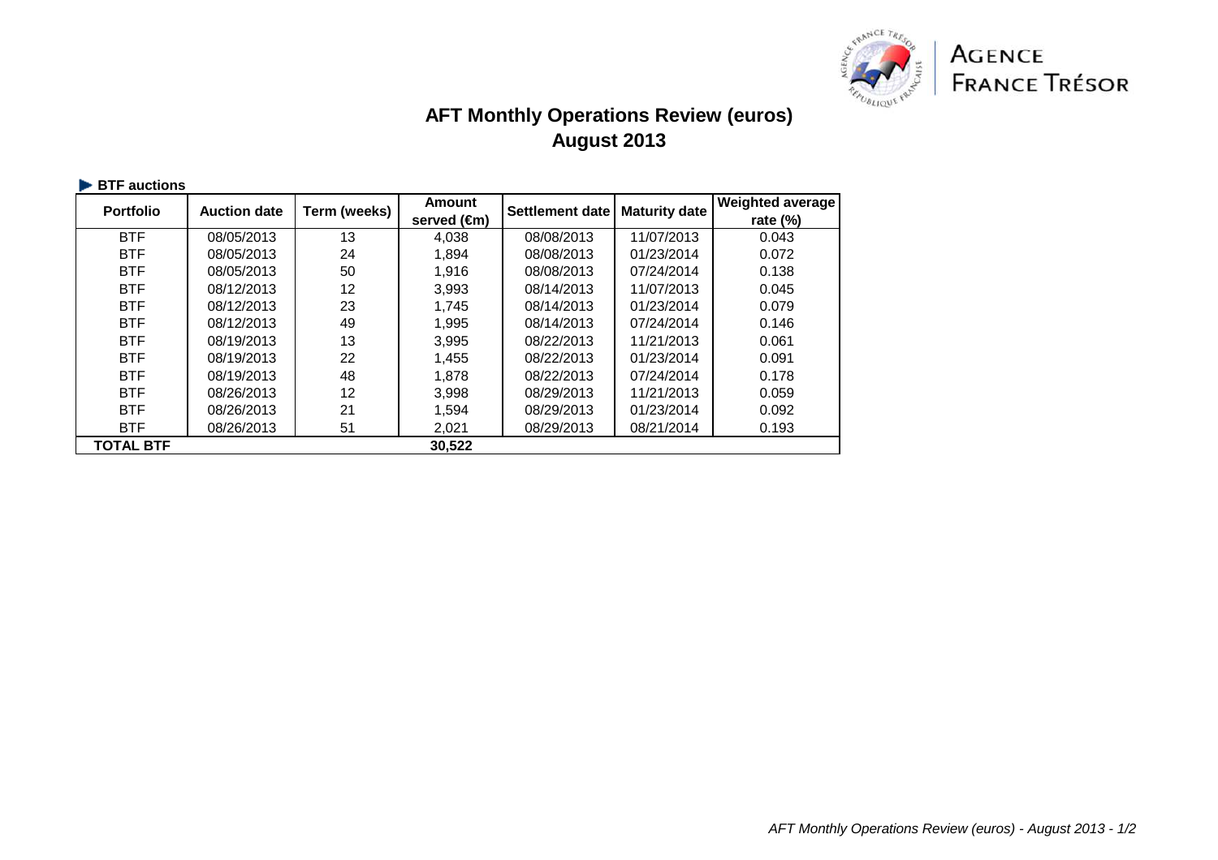AGENCE FRANCE TRÉSOR

# AFT Monthly Operations Review (euros)
## August 2013

**BTF auctions**

| Portfolio | Auction date | Term (weeks) | Amount served (€m) | Settlement date | Maturity date | Weighted average rate (%) |
|---|---|---|---|---|---|---|
| BTF | 08/05/2013 | 13 | 4,038 | 08/08/2013 | 11/07/2013 | 0.043 |
| BTF | 08/05/2013 | 24 | 1,894 | 08/08/2013 | 01/23/2014 | 0.072 |
| BTF | 08/05/2013 | 50 | 1,916 | 08/08/2013 | 07/24/2014 | 0.138 |
| BTF | 08/12/2013 | 12 | 3,993 | 08/14/2013 | 11/07/2013 | 0.045 |
| BTF | 08/12/2013 | 23 | 1,745 | 08/14/2013 | 01/23/2014 | 0.079 |
| BTF | 08/12/2013 | 49 | 1,995 | 08/14/2013 | 07/24/2014 | 0.146 |
| BTF | 08/19/2013 | 13 | 3,995 | 08/22/2013 | 11/21/2013 | 0.061 |
| BTF | 08/19/2013 | 22 | 1,455 | 08/22/2013 | 01/23/2014 | 0.091 |
| BTF | 08/19/2013 | 48 | 1,878 | 08/22/2013 | 07/24/2014 | 0.178 |
| BTF | 08/26/2013 | 12 | 3,998 | 08/29/2013 | 11/21/2013 | 0.059 |
| BTF | 08/26/2013 | 21 | 1,594 | 08/29/2013 | 01/23/2014 | 0.092 |
| BTF | 08/26/2013 | 51 | 2,021 | 08/29/2013 | 08/21/2014 | 0.193 |
| **TOTAL BTF** | | | **30,522** | | | |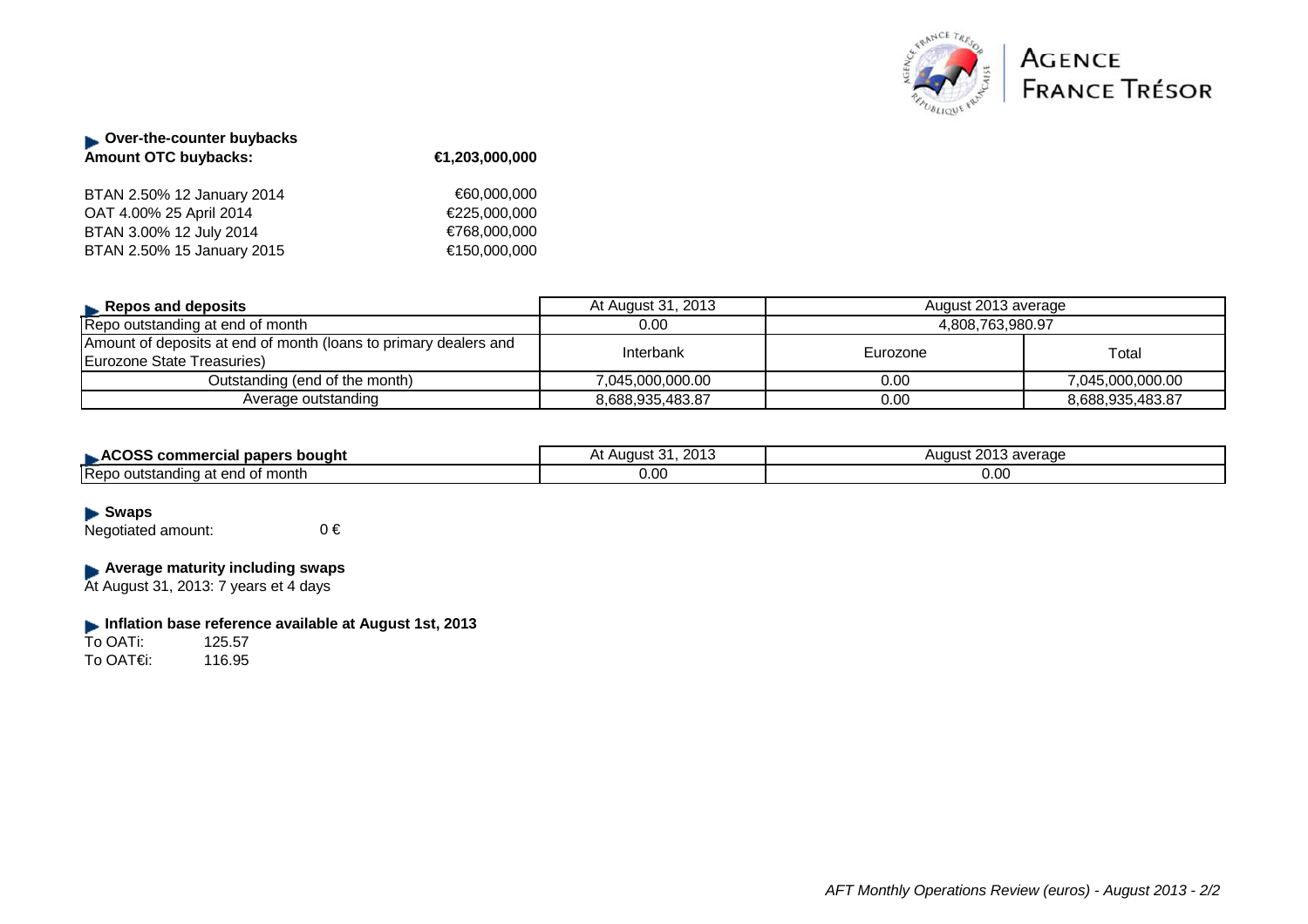### Over-the-counter buybacks

**Amount OTC buybacks:** **€1,203,000,000**

| | |
|---|---|
| BTAN 2.50% 12 January 2014 | €60,000,000 |
| OAT 4.00% 25 April 2014 | €225,000,000 |
| BTAN 3.00% 12 July 2014 | €768,000,000 |
| BTAN 2.50% 15 January 2015 | €150,000,000 |

| **Repos and deposits** | At August 31, 2013 | August 2013 average | |
|---|---|---|---|
| Repo outstanding at end of month | 0.00 | 4,808,763,980.97 | |
| Amount of deposits at end of month (loans to primary dealers and Eurozone State Treasuries) | Interbank | Eurozone | Total |
| Outstanding (end of the month) | 7,045,000,000.00 | 0.00 | 7,045,000,000.00 |
| Average outstanding | 8,688,935,483.87 | 0.00 | 8,688,935,483.87 |

| **ACOSS commercial papers bought** | At August 31, 2013 | August 2013 average |
|---|---|---|
| Repo outstanding at end of month | 0.00 | 0.00 |

### Swaps

Negotiated amount: 0 €

### Average maturity including swaps

At August 31, 2013: 7 years et 4 days

### Inflation base reference available at August 1st, 2013

To OATi: 125.57

To OAT€i: 116.95